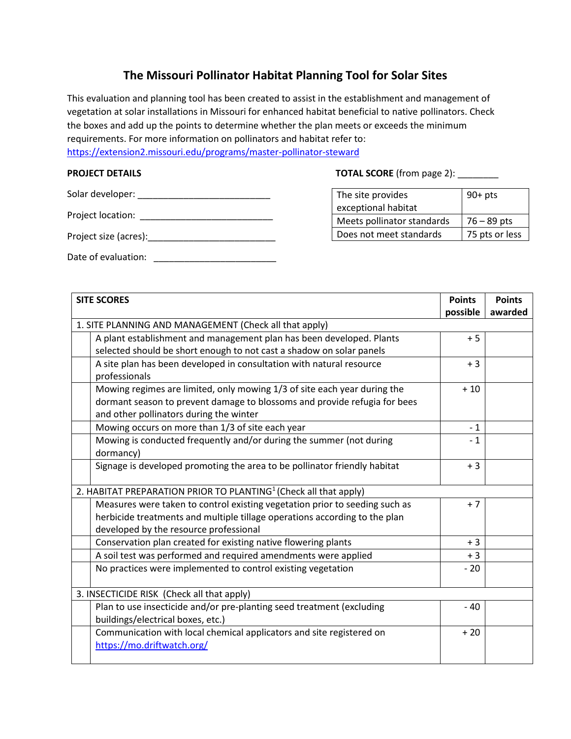# The Missouri Pollinator Habitat Planning Tool for Solar Sites

This evaluation and planning tool has been created to assist in the establishment and management of vegetation at solar installations in Missouri for enhanced habitat beneficial to native pollinators. Check the boxes and add up the points to determine whether the plan meets or exceeds the minimum requirements. For more information on pollinators and habitat refer to: https://extension2.missouri.edu/programs/master-pollinator-steward

**PROJECT DETAILS**

Solar developer: ___________________________

Project location: ___________________________

Project size (acres):___________________________

Date of evaluation: _________________________

**TOTAL SCORE** (from page 2): ________

| | |
|---|---|
| The site provides exceptional habitat | 90+ pts |
| Meets pollinator standards | 76 – 89 pts |
| Does not meet standards | 75 pts or less |

| | **SITE SCORES** | **Points possible** | **Points awarded** |
|---|---|---|---|
| 1. SITE PLANNING AND MANAGEMENT (Check all that apply) | | | |
| | A plant establishment and management plan has been developed. Plants selected should be short enough to not cast a shadow on solar panels | + 5 | |
| | A site plan has been developed in consultation with natural resource professionals | + 3 | |
| | Mowing regimes are limited, only mowing 1/3 of site each year during the dormant season to prevent damage to blossoms and provide refugia for bees and other pollinators during the winter | + 10 | |
| | Mowing occurs on more than 1/3 of site each year | - 1 | |
| | Mowing is conducted frequently and/or during the summer (not during dormancy) | - 1 | |
| | Signage is developed promoting the area to be pollinator friendly habitat | + 3 | |
| 2. HABITAT PREPARATION PRIOR TO PLANTING[1] (Check all that apply) | | | |
| | Measures were taken to control existing vegetation prior to seeding such as herbicide treatments and multiple tillage operations according to the plan developed by the resource professional | + 7 | |
| | Conservation plan created for existing native flowering plants | + 3 | |
| | A soil test was performed and required amendments were applied | + 3 | |
| | No practices were implemented to control existing vegetation | - 20 | |
| 3. INSECTICIDE RISK (Check all that apply) | | | |
| | Plan to use insecticide and/or pre-planting seed treatment (excluding buildings/electrical boxes, etc.) | - 40 | |
| | Communication with local chemical applicators and site registered on https://mo.driftwatch.org/ | + 20 | |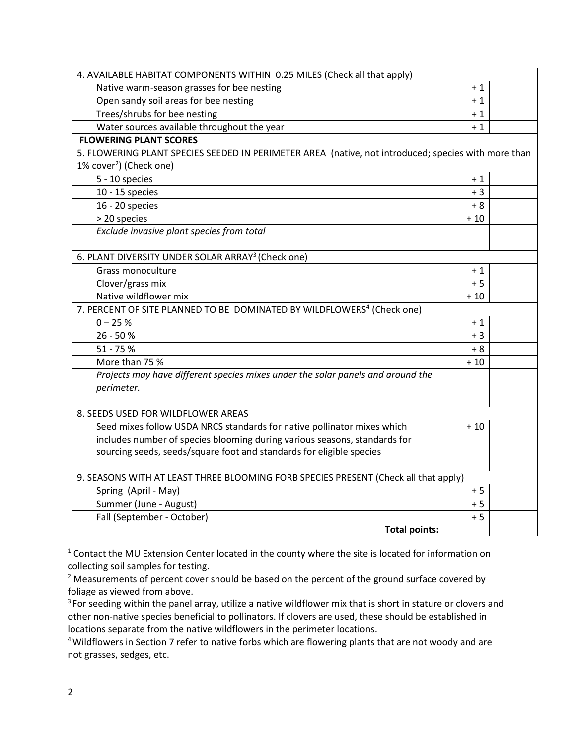| | 4. AVAILABLE HABITAT COMPONENTS WITHIN 0.25 MILES (Check all that apply) | | |
|---|---|---|---|
| | Native warm-season grasses for bee nesting | + 1 | |
| | Open sandy soil areas for bee nesting | + 1 | |
| | Trees/shrubs for bee nesting | + 1 | |
| | Water sources available throughout the year | + 1 | |
| | **FLOWERING PLANT SCORES** | | |
| | 5. FLOWERING PLANT SPECIES SEEDED IN PERIMETER AREA (native, not introduced; species with more than 1% cover[2]) (Check one) | | |
| | 5 - 10 species | + 1 | |
| | 10 - 15 species | + 3 | |
| | 16 - 20 species | + 8 | |
| | > 20 species | + 10 | |
| | *Exclude invasive plant species from total* | | |
| | 6. PLANT DIVERSITY UNDER SOLAR ARRAY[3] (Check one) | | |
| | Grass monoculture | + 1 | |
| | Clover/grass mix | + 5 | |
| | Native wildflower mix | + 10 | |
| | 7. PERCENT OF SITE PLANNED TO BE DOMINATED BY WILDFLOWERS[4] (Check one) | | |
| | 0 – 25 % | + 1 | |
| | 26 - 50 % | + 3 | |
| | 51 - 75 % | + 8 | |
| | More than 75 % | + 10 | |
| | *Projects may have different species mixes under the solar panels and around the perimeter.* | | |
| | 8. SEEDS USED FOR WILDFLOWER AREAS | | |
| | Seed mixes follow USDA NRCS standards for native pollinator mixes which includes number of species blooming during various seasons, standards for sourcing seeds, seeds/square foot and standards for eligible species | + 10 | |
| | 9. SEASONS WITH AT LEAST THREE BLOOMING FORB SPECIES PRESENT (Check all that apply) | | |
| | Spring (April - May) | + 5 | |
| | Summer (June - August) | + 5 | |
| | Fall (September - October) | + 5 | |
| | **Total points:** | | |

[1] Contact the MU Extension Center located in the county where the site is located for information on collecting soil samples for testing.

[2] Measurements of percent cover should be based on the percent of the ground surface covered by foliage as viewed from above.

[3] For seeding within the panel array, utilize a native wildflower mix that is short in stature or clovers and other non-native species beneficial to pollinators. If clovers are used, these should be established in locations separate from the native wildflowers in the perimeter locations.

[4] Wildflowers in Section 7 refer to native forbs which are flowering plants that are not woody and are not grasses, sedges, etc.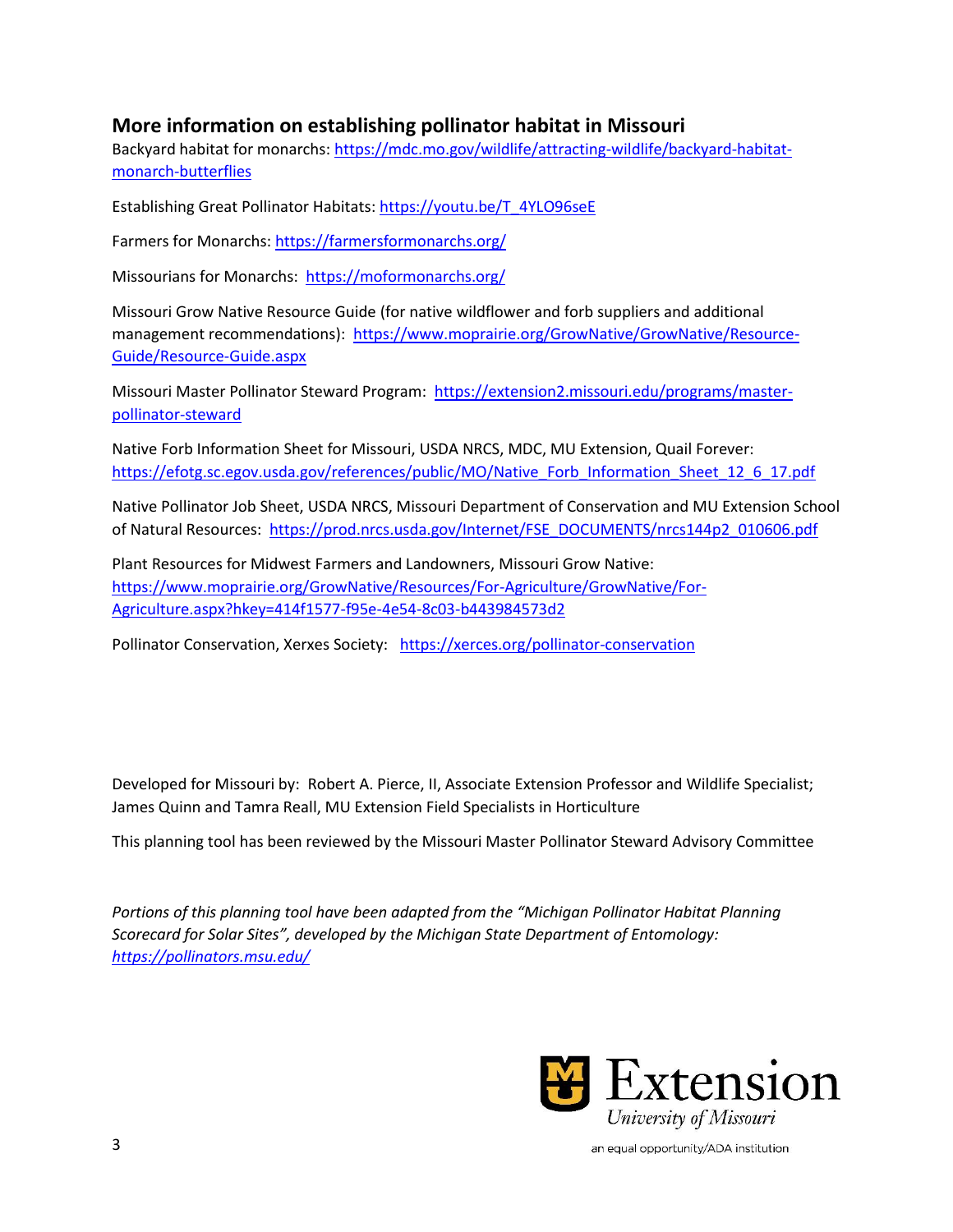## More information on establishing pollinator habitat in Missouri

Backyard habitat for monarchs: https://mdc.mo.gov/wildlife/attracting-wildlife/backyard-habitat-monarch-butterflies

Establishing Great Pollinator Habitats: https://youtu.be/T_4YLO96seE

Farmers for Monarchs: https://farmersformonarchs.org/

Missourians for Monarchs: https://moformonarchs.org/

Missouri Grow Native Resource Guide (for native wildflower and forb suppliers and additional management recommendations): https://www.moprairie.org/GrowNative/GrowNative/Resource-Guide/Resource-Guide.aspx

Missouri Master Pollinator Steward Program: https://extension2.missouri.edu/programs/master-pollinator-steward

Native Forb Information Sheet for Missouri, USDA NRCS, MDC, MU Extension, Quail Forever: https://efotg.sc.egov.usda.gov/references/public/MO/Native_Forb_Information_Sheet_12_6_17.pdf

Native Pollinator Job Sheet, USDA NRCS, Missouri Department of Conservation and MU Extension School of Natural Resources: https://prod.nrcs.usda.gov/Internet/FSE_DOCUMENTS/nrcs144p2_010606.pdf

Plant Resources for Midwest Farmers and Landowners, Missouri Grow Native: https://www.moprairie.org/GrowNative/Resources/For-Agriculture/GrowNative/For-Agriculture.aspx?hkey=414f1577-f95e-4e54-8c03-b443984573d2

Pollinator Conservation, Xerxes Society: https://xerces.org/pollinator-conservation

Developed for Missouri by: Robert A. Pierce, II, Associate Extension Professor and Wildlife Specialist; James Quinn and Tamra Reall, MU Extension Field Specialists in Horticulture

This planning tool has been reviewed by the Missouri Master Pollinator Steward Advisory Committee

*Portions of this planning tool have been adapted from the "Michigan Pollinator Habitat Planning Scorecard for Solar Sites", developed by the Michigan State Department of Entomology: https://pollinators.msu.edu/*

Extension
University of Missouri

an equal opportunity/ADA institution